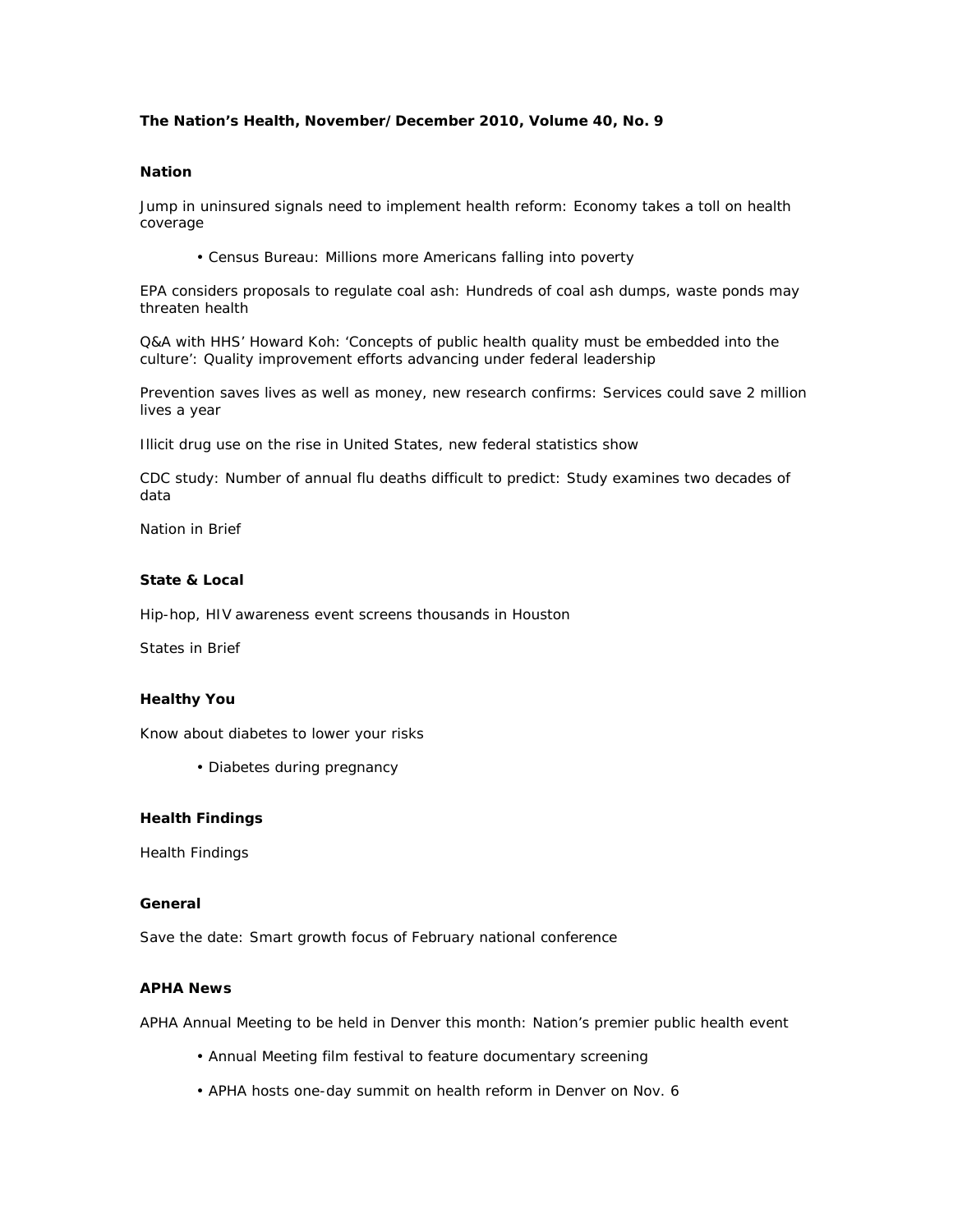**The Nation's Health, November/December 2010, Volume 40, No. 9**

## Nation

Jump in uninsured signals need to implement health reform: Economy takes a toll on health coverage

- Census Bureau: Millions more Americans falling into poverty

EPA considers proposals to regulate coal ash: Hundreds of coal ash dumps, waste ponds may threaten health

Q&A with HHS' Howard Koh: 'Concepts of public health quality must be embedded into the culture': Quality improvement efforts advancing under federal leadership

Prevention saves lives as well as money, new research confirms: Services could save 2 million lives a year

Illicit drug use on the rise in United States, new federal statistics show

CDC study: Number of annual flu deaths difficult to predict: Study examines two decades of data

Nation in Brief

## State & Local

Hip-hop, HIV awareness event screens thousands in Houston

States in Brief

## Healthy You

Know about diabetes to lower your risks

- Diabetes during pregnancy

## Health Findings

Health Findings

## General

Save the date: Smart growth focus of February national conference

## APHA News

APHA Annual Meeting to be held in Denver this month: Nation's premier public health event

- Annual Meeting film festival to feature documentary screening
- APHA hosts one-day summit on health reform in Denver on Nov. 6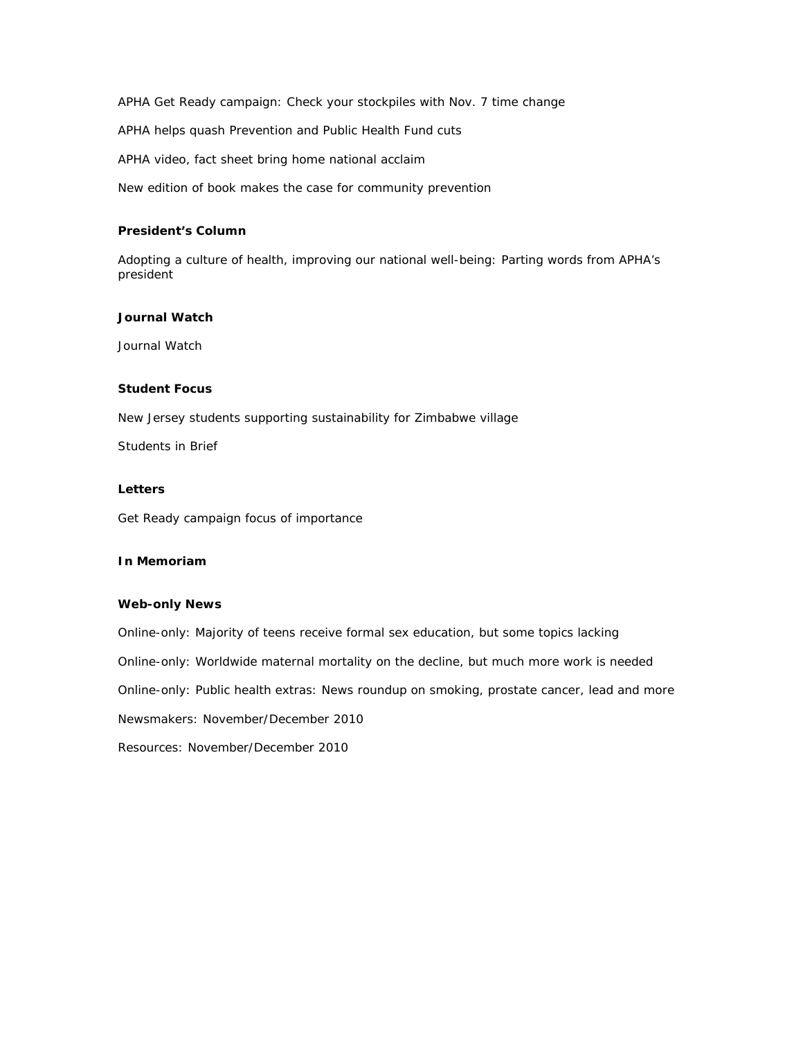APHA Get Ready campaign: Check your stockpiles with Nov. 7 time change

APHA helps quash Prevention and Public Health Fund cuts

APHA video, fact sheet bring home national acclaim

New edition of book makes the case for community prevention

### President's Column

Adopting a culture of health, improving our national well-being: Parting words from APHA's president

### Journal Watch

Journal Watch

### Student Focus

New Jersey students supporting sustainability for Zimbabwe village

Students in Brief

### Letters

Get Ready campaign focus of importance

### In Memoriam

### Web-only News

Online-only: Majority of teens receive formal sex education, but some topics lacking

Online-only: Worldwide maternal mortality on the decline, but much more work is needed

Online-only: Public health extras: News roundup on smoking, prostate cancer, lead and more

Newsmakers: November/December 2010

Resources: November/December 2010